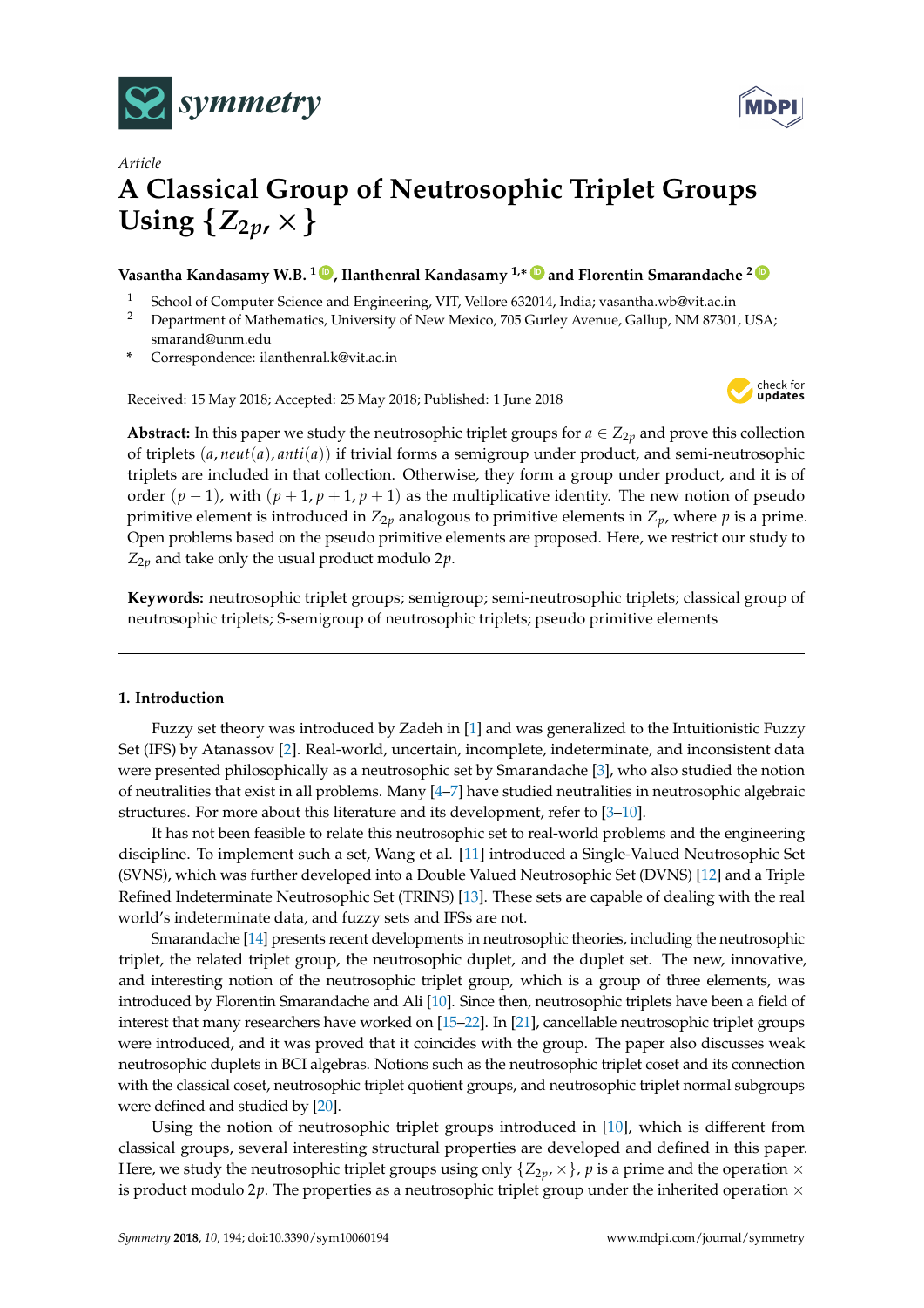*Article*

# A Classical Group of Neutrosophic Triplet Groups Using $\{Z_{2p}, \times\}$

**Vasantha Kandasamy W.B.** [1], **Ilanthenral Kandasamy** [1,*] **and Florentin Smarandache** [2]

[1] School of Computer Science and Engineering, VIT, Vellore 632014, India; vasantha.wb@vit.ac.in

[2] Department of Mathematics, University of New Mexico, 705 Gurley Avenue, Gallup, NM 87301, USA; smarand@unm.edu

[*] Correspondence: ilanthenral.k@vit.ac.in

Received: 15 May 2018; Accepted: 25 May 2018; Published: 1 June 2018

**Abstract:** In this paper we study the neutrosophic triplet groups for $a \in Z_{2p}$ and prove this collection of triplets $(a, neut(a), anti(a))$ if trivial forms a semigroup under product, and semi-neutrosophic triplets are included in that collection. Otherwise, they form a group under product, and it is of order $(p-1)$, with $(p+1, p+1, p+1)$ as the multiplicative identity. The new notion of pseudo primitive element is introduced in $Z_{2p}$ analogous to primitive elements in $Z_p$, where $p$ is a prime. Open problems based on the pseudo primitive elements are proposed. Here, we restrict our study to $Z_{2p}$ and take only the usual product modulo $2p$.

**Keywords:** neutrosophic triplet groups; semigroup; semi-neutrosophic triplets; classical group of neutrosophic triplets; S-semigroup of neutrosophic triplets; pseudo primitive elements

## 1. Introduction

Fuzzy set theory was introduced by Zadeh in [1] and was generalized to the Intuitionistic Fuzzy Set (IFS) by Atanassov [2]. Real-world, uncertain, incomplete, indeterminate, and inconsistent data were presented philosophically as a neutrosophic set by Smarandache [3], who also studied the notion of neutralities that exist in all problems. Many [4–7] have studied neutralities in neutrosophic algebraic structures. For more about this literature and its development, refer to [3–10].

It has not been feasible to relate this neutrosophic set to real-world problems and the engineering discipline. To implement such a set, Wang et al. [11] introduced a Single-Valued Neutrosophic Set (SVNS), which was further developed into a Double Valued Neutrosophic Set (DVNS) [12] and a Triple Refined Indeterminate Neutrosophic Set (TRINS) [13]. These sets are capable of dealing with the real world's indeterminate data, and fuzzy sets and IFSs are not.

Smarandache [14] presents recent developments in neutrosophic theories, including the neutrosophic triplet, the related triplet group, the neutrosophic duplet, and the duplet set. The new, innovative, and interesting notion of the neutrosophic triplet group, which is a group of three elements, was introduced by Florentin Smarandache and Ali [10]. Since then, neutrosophic triplets have been a field of interest that many researchers have worked on [15–22]. In [21], cancellable neutrosophic triplet groups were introduced, and it was proved that it coincides with the group. The paper also discusses weak neutrosophic duplets in BCI algebras. Notions such as the neutrosophic triplet coset and its connection with the classical coset, neutrosophic triplet quotient groups, and neutrosophic triplet normal subgroups were defined and studied by [20].

Using the notion of neutrosophic triplet groups introduced in [10], which is different from classical groups, several interesting structural properties are developed and defined in this paper. Here, we study the neutrosophic triplet groups using only $\{Z_{2p}, \times\}$, $p$ is a prime and the operation $\times$ is product modulo $2p$. The properties as a neutrosophic triplet group under the inherited operation $\times$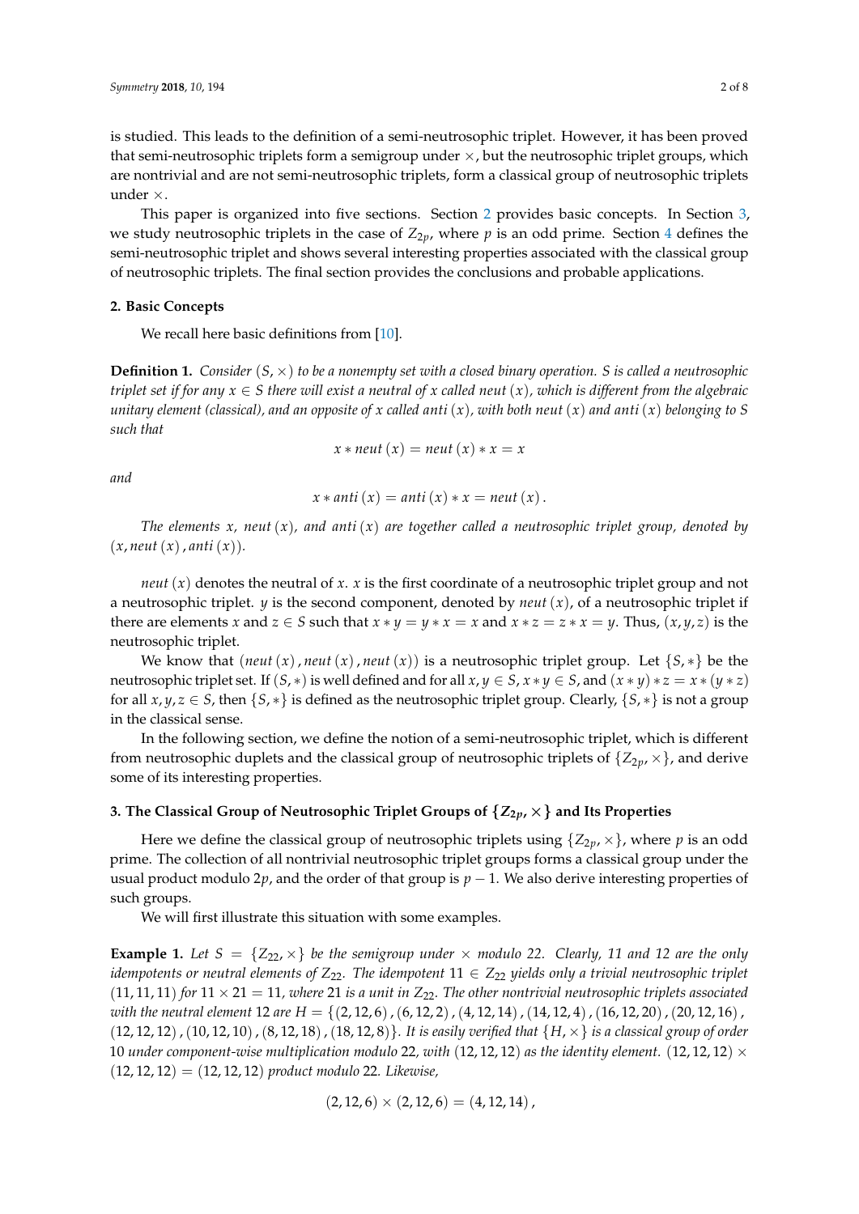is studied. This leads to the definition of a semi-neutrosophic triplet. However, it has been proved that semi-neutrosophic triplets form a semigroup under $\times$, but the neutrosophic triplet groups, which are nontrivial and are not semi-neutrosophic triplets, form a classical group of neutrosophic triplets under $\times$.

This paper is organized into five sections. Section 2 provides basic concepts. In Section 3, we study neutrosophic triplets in the case of $Z_{2p}$, where $p$ is an odd prime. Section 4 defines the semi-neutrosophic triplet and shows several interesting properties associated with the classical group of neutrosophic triplets. The final section provides the conclusions and probable applications.

## 2. Basic Concepts

We recall here basic definitions from [10].

**Definition 1.** *Consider $(S, \times)$ to be a nonempty set with a closed binary operation. $S$ is called a neutrosophic triplet set if for any $x \in S$ there will exist a neutral of $x$ called $neut(x)$, which is different from the algebraic unitary element (classical), and an opposite of $x$ called $anti(x)$, with both $neut(x)$ and $anti(x)$ belonging to $S$ such that*

$$x * neut(x) = neut(x) * x = x$$

*and*

$$x * anti(x) = anti(x) * x = neut(x).$$

*The elements $x$, $neut(x)$, and $anti(x)$ are together called a neutrosophic triplet group, denoted by $(x, neut(x), anti(x))$.*

$neut(x)$ denotes the neutral of $x$. $x$ is the first coordinate of a neutrosophic triplet group and not a neutrosophic triplet. $y$ is the second component, denoted by $neut(x)$, of a neutrosophic triplet if there are elements $x$ and $z \in S$ such that $x * y = y * x = x$ and $x * z = z * x = y$. Thus, $(x, y, z)$ is the neutrosophic triplet.

We know that $(neut(x), neut(x), neut(x))$ is a neutrosophic triplet group. Let $\{S, *\}$ be the neutrosophic triplet set. If $(S, *)$ is well defined and for all $x, y \in S$, $x * y \in S$, and $(x * y) * z = x * (y * z)$ for all $x, y, z \in S$, then $\{S, *\}$ is defined as the neutrosophic triplet group. Clearly, $\{S, *\}$ is not a group in the classical sense.

In the following section, we define the notion of a semi-neutrosophic triplet, which is different from neutrosophic duplets and the classical group of neutrosophic triplets of $\{Z_{2p}, \times\}$, and derive some of its interesting properties.

## 3. The Classical Group of Neutrosophic Triplet Groups of $\{Z_{2p}, \times\}$ and Its Properties

Here we define the classical group of neutrosophic triplets using $\{Z_{2p}, \times\}$, where $p$ is an odd prime. The collection of all nontrivial neutrosophic triplet groups forms a classical group under the usual product modulo $2p$, and the order of that group is $p - 1$. We also derive interesting properties of such groups.

We will first illustrate this situation with some examples.

**Example 1.** *Let $S = \{Z_{22}, \times\}$ be the semigroup under $\times$ modulo 22. Clearly, 11 and 12 are the only idempotents or neutral elements of $Z_{22}$. The idempotent $11 \in Z_{22}$ yields only a trivial neutrosophic triplet $(11, 11, 11)$ for $11 \times 21 = 11$, where 21 is a unit in $Z_{22}$. The other nontrivial neutrosophic triplets associated with the neutral element 12 are $H = \{(2, 12, 6), (6, 12, 2), (4, 12, 14), (14, 12, 4), (16, 12, 20), (20, 12, 16), (12, 12, 12), (10, 12, 10), (8, 12, 18), (18, 12, 8)\}$. It is easily verified that $\{H, \times\}$ is a classical group of order 10 under component-wise multiplication modulo 22, with $(12, 12, 12)$ as the identity element. $(12, 12, 12) \times (12, 12, 12) = (12, 12, 12)$ product modulo 22. Likewise,*

$$(2, 12, 6) \times (2, 12, 6) = (4, 12, 14),$$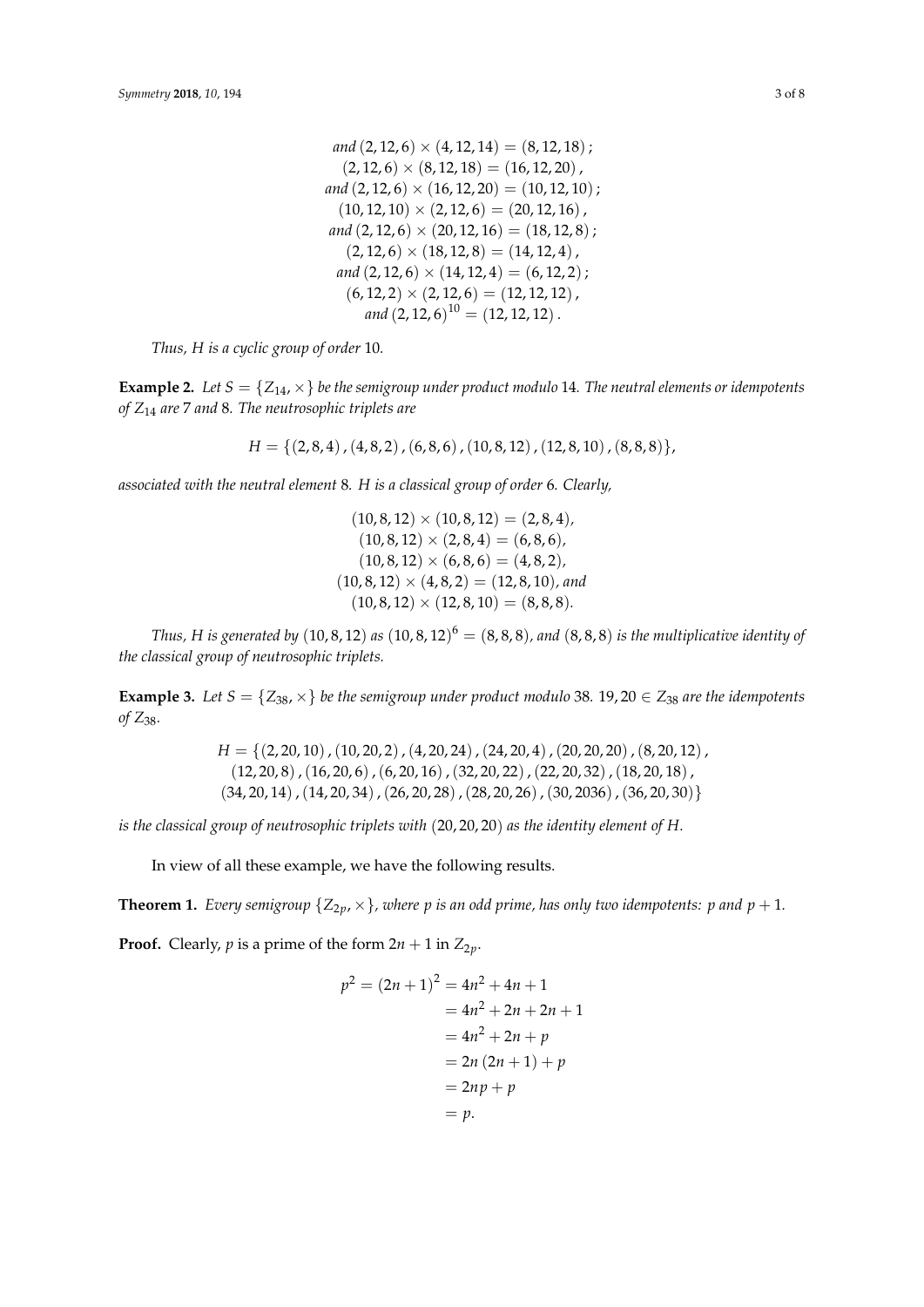$$
\begin{gathered}
\text{and } (2,12,6)\times(4,12,14)=(8,12,18)\,; \\
(2,12,6)\times(8,12,18)=(16,12,20)\,, \\
\text{and } (2,12,6)\times(16,12,20)=(10,12,10)\,; \\
(10,12,10)\times(2,12,6)=(20,12,16)\,, \\
\text{and } (2,12,6)\times(20,12,16)=(18,12,8)\,; \\
(2,12,6)\times(18,12,8)=(14,12,4)\,, \\
\text{and } (2,12,6)\times(14,12,4)=(6,12,2)\,; \\
(6,12,2)\times(2,12,6)=(12,12,12)\,, \\
\text{and } (2,12,6)^{10}=(12,12,12)\,.
\end{gathered}
$$

*Thus, $H$ is a cyclic group of order 10.*

**Example 2.** *Let $S = \{Z_{14}, \times\}$ be the semigroup under product modulo 14. The neutral elements or idempotents of $Z_{14}$ are 7 and 8. The neutrosophic triplets are*

$$
H = \{(2,8,4)\,,(4,8,2)\,,(6,8,6)\,,(10,8,12)\,,(12,8,10)\,,(8,8,8)\},
$$

*associated with the neutral element 8. $H$ is a classical group of order 6. Clearly,*

$$
\begin{gathered}
(10,8,12)\times(10,8,12)=(2,8,4), \\
(10,8,12)\times(2,8,4)=(6,8,6), \\
(10,8,12)\times(6,8,6)=(4,8,2), \\
(10,8,12)\times(4,8,2)=(12,8,10), \text{ and} \\
(10,8,12)\times(12,8,10)=(8,8,8).
\end{gathered}
$$

*Thus, $H$ is generated by $(10,8,12)$ as $(10,8,12)^6 = (8,8,8)$, and $(8,8,8)$ is the multiplicative identity of the classical group of neutrosophic triplets.*

**Example 3.** *Let $S = \{Z_{38}, \times\}$ be the semigroup under product modulo 38. $19, 20 \in Z_{38}$ are the idempotents of $Z_{38}$.*

$$
\begin{gathered}
H = \{(2,20,10)\,,(10,20,2)\,,(4,20,24)\,,(24,20,4)\,,(20,20,20)\,,(8,20,12)\,, \\
(12,20,8)\,,(16,20,6)\,,(6,20,16)\,,(32,20,22)\,,(22,20,32)\,,(18,20,18)\,, \\
(34,20,14)\,,(14,20,34)\,,(26,20,28)\,,(28,20,26)\,,(30,2036)\,,(36,20,30)\}
\end{gathered}
$$

*is the classical group of neutrosophic triplets with $(20,20,20)$ as the identity element of $H$.*

In view of all these example, we have the following results.

**Theorem 1.** *Every semigroup $\{Z_{2p}, \times\}$, where $p$ is an odd prime, has only two idempotents: $p$ and $p+1$.*

**Proof.** Clearly, $p$ is a prime of the form $2n+1$ in $Z_{2p}$.

$$
\begin{aligned}
p^2 = (2n+1)^2 &= 4n^2 + 4n + 1 \\
&= 4n^2 + 2n + 2n + 1 \\
&= 4n^2 + 2n + p \\
&= 2n\,(2n+1) + p \\
&= 2np + p \\
&= p.
\end{aligned}
$$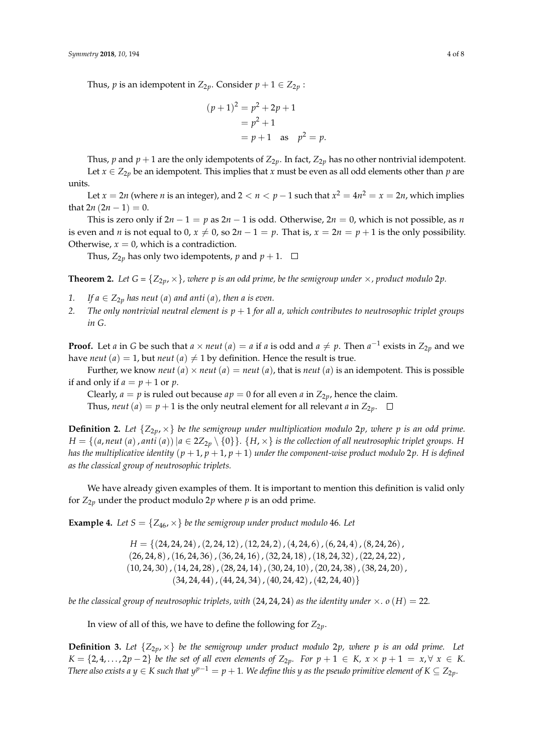Thus, $p$ is an idempotent in $Z_{2p}$. Consider $p+1 \in Z_{2p}$ :

$$\begin{aligned}(p+1)^2 &= p^2 + 2p + 1 \\ &= p^2 + 1 \\ &= p + 1 \quad \text{as} \quad p^2 = p.\end{aligned}$$

Thus, $p$ and $p+1$ are the only idempotents of $Z_{2p}$. In fact, $Z_{2p}$ has no other nontrivial idempotent.

Let $x \in Z_{2p}$ be an idempotent. This implies that $x$ must be even as all odd elements other than $p$ are units.

Let $x = 2n$ (where $n$ is an integer), and $2 < n < p-1$ such that $x^2 = 4n^2 = x = 2n$, which implies that $2n(2n-1) = 0$.

This is zero only if $2n - 1 = p$ as $2n-1$ is odd. Otherwise, $2n = 0$, which is not possible, as $n$ is even and $n$ is not equal to 0, $x \neq 0$, so $2n - 1 = p$. That is, $x = 2n = p+1$ is the only possibility. Otherwise, $x = 0$, which is a contradiction.

Thus, $Z_{2p}$ has only two idempotents, $p$ and $p+1$. □

**Theorem 2.** *Let $G = \{Z_{2p}, \times\}$, where $p$ is an odd prime, be the semigroup under $\times$, product modulo $2p$.*

1. *If $a \in Z_{2p}$ has $neut(a)$ and $anti(a)$, then $a$ is even.*
2. *The only nontrivial neutral element is $p+1$ for all $a$, which contributes to neutrosophic triplet groups in $G$.*

**Proof.** Let $a$ in $G$ be such that $a \times neut(a) = a$ if $a$ is odd and $a \neq p$. Then $a^{-1}$ exists in $Z_{2p}$ and we have $neut(a) = 1$, but $neut(a) \neq 1$ by definition. Hence the result is true.

Further, we know $neut(a) \times neut(a) = neut(a)$, that is $neut(a)$ is an idempotent. This is possible if and only if $a = p+1$ or $p$.

Clearly, $a = p$ is ruled out because $ap = 0$ for all even $a$ in $Z_{2p}$, hence the claim.

Thus, $neut(a) = p+1$ is the only neutral element for all relevant $a$ in $Z_{2p}$. □

**Definition 2.** *Let $\{Z_{2p}, \times\}$ be the semigroup under multiplication modulo $2p$, where $p$ is an odd prime. $H = \{(a, neut(a), anti(a)) \,|\, a \in 2Z_{2p} \setminus \{0\}\}$. $\{H, \times\}$ is the collection of all neutrosophic triplet groups. $H$ has the multiplicative identity $(p+1, p+1, p+1)$ under the component-wise product modulo $2p$. $H$ is defined as the classical group of neutrosophic triplets.*

We have already given examples of them. It is important to mention this definition is valid only for $Z_{2p}$ under the product modulo $2p$ where $p$ is an odd prime.

**Example 4.** *Let $S = \{Z_{46}, \times\}$ be the semigroup under product modulo 46. Let*

$$\begin{aligned} H = \{&(24,24,24), (2,24,12), (12,24,2), (4,24,6), (6,24,4), (8,24,26), \\ &(26,24,8), (16,24,36), (36,24,16), (32,24,18), (18,24,32), (22,24,22), \\ &(10,24,30), (14,24,28), (28,24,14), (30,24,10), (20,24,38), (38,24,20), \\ &(34,24,44), (44,24,34), (40,24,42), (42,24,40)\} \end{aligned}$$

*be the classical group of neutrosophic triplets, with $(24,24,24)$ as the identity under $\times$. $o(H) = 22$.*

In view of all of this, we have to define the following for $Z_{2p}$.

**Definition 3.** *Let $\{Z_{2p}, \times\}$ be the semigroup under product modulo $2p$, where $p$ is an odd prime. Let $K = \{2, 4, \ldots, 2p-2\}$ be the set of all even elements of $Z_{2p}$. For $p+1 \in K$, $x \times p+1 = x, \forall\, x \in K$. There also exists a $y \in K$ such that $y^{p-1} = p+1$. We define this $y$ as the pseudo primitive element of $K \subseteq Z_{2p}$.*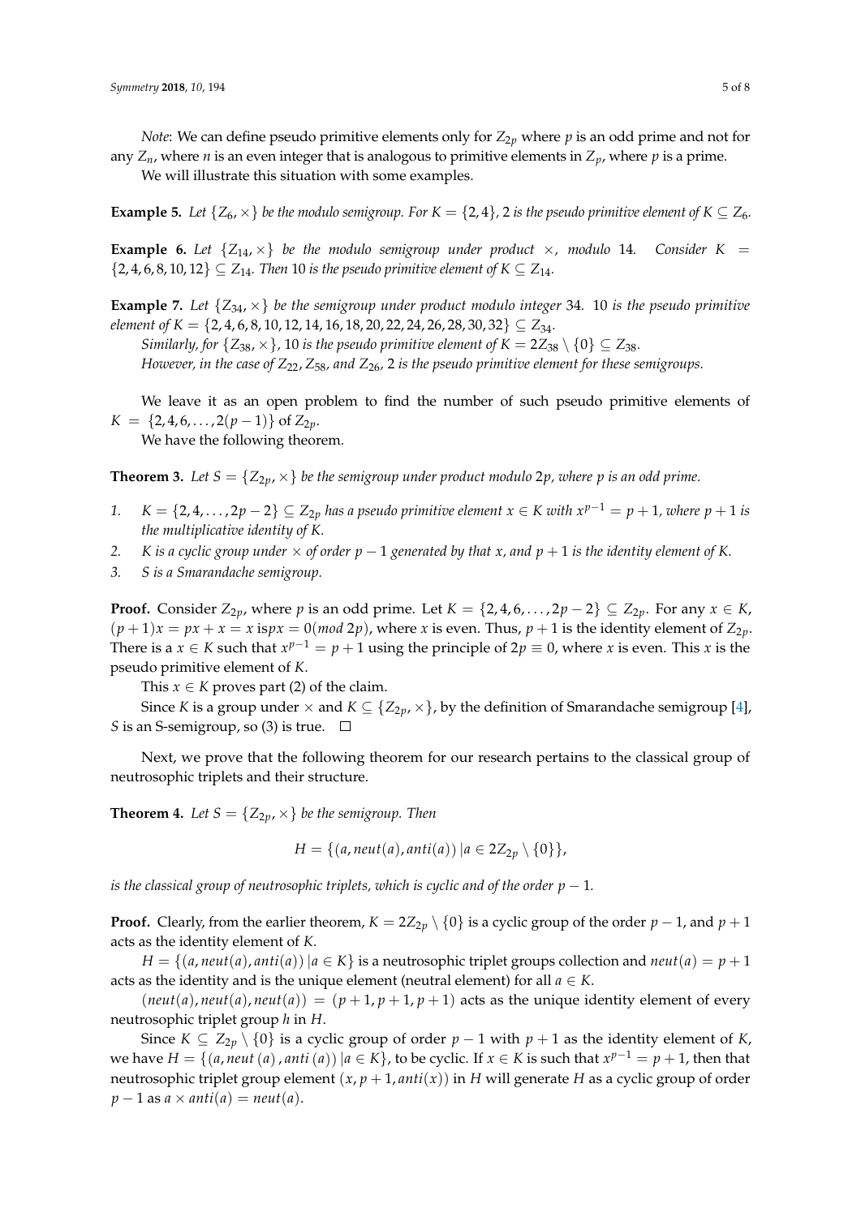*Note*: We can define pseudo primitive elements only for $Z_{2p}$ where $p$ is an odd prime and not for any $Z_n$, where $n$ is an even integer that is analogous to primitive elements in $Z_p$, where $p$ is a prime.

We will illustrate this situation with some examples.

**Example 5.** *Let $\{Z_6, \times\}$ be the modulo semigroup. For $K = \{2, 4\}$, 2 is the pseudo primitive element of $K \subseteq Z_6$.*

**Example 6.** *Let $\{Z_{14}, \times\}$ be the modulo semigroup under product $\times$, modulo 14. Consider $K = \{2, 4, 6, 8, 10, 12\} \subseteq Z_{14}$. Then 10 is the pseudo primitive element of $K \subseteq Z_{14}$.*

**Example 7.** *Let $\{Z_{34}, \times\}$ be the semigroup under product modulo integer 34. 10 is the pseudo primitive element of $K = \{2, 4, 6, 8, 10, 12, 14, 16, 18, 20, 22, 24, 26, 28, 30, 32\} \subseteq Z_{34}$.*

*Similarly, for $\{Z_{38}, \times\}$, 10 is the pseudo primitive element of $K = 2Z_{38} \setminus \{0\} \subseteq Z_{38}$.*

*However, in the case of $Z_{22}$, $Z_{58}$, and $Z_{26}$, 2 is the pseudo primitive element for these semigroups.*

We leave it as an open problem to find the number of such pseudo primitive elements of $K = \{2, 4, 6, \ldots, 2(p-1)\}$ of $Z_{2p}$.

We have the following theorem.

**Theorem 3.** *Let $S = \{Z_{2p}, \times\}$ be the semigroup under product modulo $2p$, where $p$ is an odd prime.*

1. *$K = \{2, 4, \ldots, 2p - 2\} \subseteq Z_{2p}$ has a pseudo primitive element $x \in K$ with $x^{p-1} = p + 1$, where $p + 1$ is the multiplicative identity of $K$.*
2. *$K$ is a cyclic group under $\times$ of order $p - 1$ generated by that $x$, and $p + 1$ is the identity element of $K$.*
3. *$S$ is a Smarandache semigroup.*

**Proof.** Consider $Z_{2p}$, where $p$ is an odd prime. Let $K = \{2, 4, 6, \ldots, 2p - 2\} \subseteq Z_{2p}$. For any $x \in K$, $(p + 1)x = px + x = x$ is$px = 0(mod\ 2p)$, where $x$ is even. Thus, $p + 1$ is the identity element of $Z_{2p}$. There is a $x \in K$ such that $x^{p-1} = p + 1$ using the principle of $2p \equiv 0$, where $x$ is even. This $x$ is the pseudo primitive element of $K$.

This $x \in K$ proves part (2) of the claim.

Since $K$ is a group under $\times$ and $K \subseteq \{Z_{2p}, \times\}$, by the definition of Smarandache semigroup [4], $S$ is an S-semigroup, so (3) is true. □

Next, we prove that the following theorem for our research pertains to the classical group of neutrosophic triplets and their structure.

**Theorem 4.** *Let $S = \{Z_{2p}, \times\}$ be the semigroup. Then*

$$H = \{(a, neut(a), anti(a)) \,|a \in 2Z_{2p} \setminus \{0\}\},$$

*is the classical group of neutrosophic triplets, which is cyclic and of the order $p - 1$.*

**Proof.** Clearly, from the earlier theorem, $K = 2Z_{2p} \setminus \{0\}$ is a cyclic group of the order $p - 1$, and $p + 1$ acts as the identity element of $K$.

$H = \{(a, neut(a), anti(a)) \,|a \in K\}$ is a neutrosophic triplet groups collection and $neut(a) = p + 1$ acts as the identity and is the unique element (neutral element) for all $a \in K$.

$(neut(a), neut(a), neut(a)) = (p + 1, p + 1, p + 1)$ acts as the unique identity element of every neutrosophic triplet group $h$ in $H$.

Since $K \subseteq Z_{2p} \setminus \{0\}$ is a cyclic group of order $p - 1$ with $p + 1$ as the identity element of $K$, we have $H = \{(a, neut\,(a)\,, anti\,(a))\,|a \in K\}$, to be cyclic. If $x \in K$ is such that $x^{p-1} = p + 1$, then that neutrosophic triplet group element $(x, p + 1, anti(x))$ in $H$ will generate $H$ as a cyclic group of order $p - 1$ as $a \times anti(a) = neut(a)$.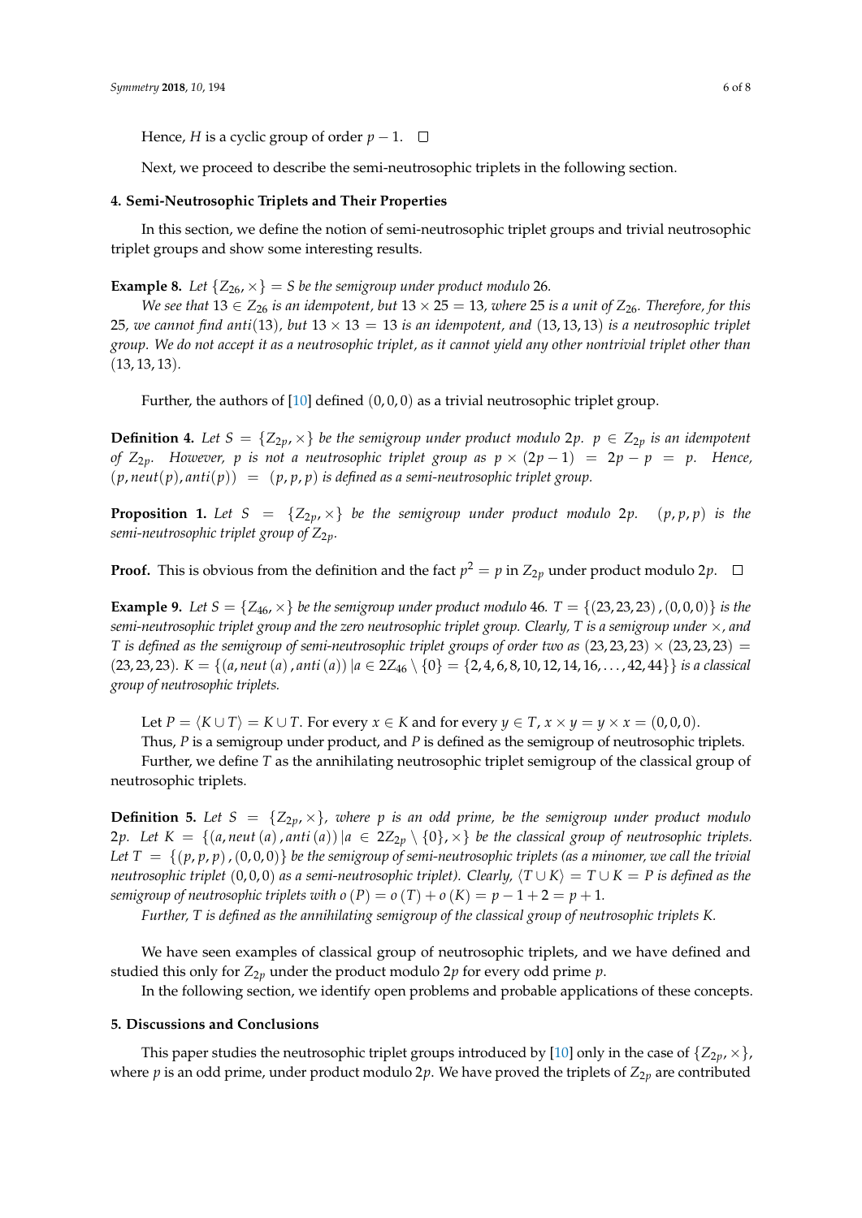Hence, $H$ is a cyclic group of order $p-1$. □

Next, we proceed to describe the semi-neutrosophic triplets in the following section.

## 4. Semi-Neutrosophic Triplets and Their Properties

In this section, we define the notion of semi-neutrosophic triplet groups and trivial neutrosophic triplet groups and show some interesting results.

**Example 8.** *Let $\{Z_{26}, \times\} = S$ be the semigroup under product modulo 26.*

*We see that $13 \in Z_{26}$ is an idempotent, but $13 \times 25 = 13$, where 25 is a unit of $Z_{26}$. Therefore, for this 25, we cannot find $anti(13)$, but $13 \times 13 = 13$ is an idempotent, and $(13, 13, 13)$ is a neutrosophic triplet group. We do not accept it as a neutrosophic triplet, as it cannot yield any other nontrivial triplet other than $(13, 13, 13)$.*

Further, the authors of [10] defined $(0, 0, 0)$ as a trivial neutrosophic triplet group.

**Definition 4.** *Let $S = \{Z_{2p}, \times\}$ be the semigroup under product modulo $2p$. $p \in Z_{2p}$ is an idempotent of $Z_{2p}$. However, $p$ is not a neutrosophic triplet group as $p \times (2p-1) = 2p - p = p$. Hence, $(p, neut(p), anti(p)) = (p, p, p)$ is defined as a semi-neutrosophic triplet group.*

**Proposition 1.** *Let $S = \{Z_{2p}, \times\}$ be the semigroup under product modulo $2p$. $(p, p, p)$ is the semi-neutrosophic triplet group of $Z_{2p}$.*

**Proof.** This is obvious from the definition and the fact $p^2 = p$ in $Z_{2p}$ under product modulo $2p$. □

**Example 9.** *Let $S = \{Z_{46}, \times\}$ be the semigroup under product modulo 46. $T = \{(23, 23, 23), (0, 0, 0)\}$ is the semi-neutrosophic triplet group and the zero neutrosophic triplet group. Clearly, $T$ is a semigroup under $\times$, and $T$ is defined as the semigroup of semi-neutrosophic triplet groups of order two as $(23, 23, 23) \times (23, 23, 23) = (23, 23, 23)$. $K = \{(a, neut(a), anti(a)) | a \in 2Z_{46} \setminus \{0\} = \{2, 4, 6, 8, 10, 12, 14, 16, \ldots, 42, 44\}\}$ is a classical group of neutrosophic triplets.*

Let $P = \langle K \cup T \rangle = K \cup T$. For every $x \in K$ and for every $y \in T$, $x \times y = y \times x = (0, 0, 0)$.

Thus, $P$ is a semigroup under product, and $P$ is defined as the semigroup of neutrosophic triplets.

Further, we define $T$ as the annihilating neutrosophic triplet semigroup of the classical group of neutrosophic triplets.

**Definition 5.** *Let $S = \{Z_{2p}, \times\}$, where $p$ is an odd prime, be the semigroup under product modulo $2p$. Let $K = \{(a, neut(a), anti(a)) | a \in 2Z_{2p} \setminus \{0\}, \times\}$ be the classical group of neutrosophic triplets. Let $T = \{(p, p, p), (0, 0, 0)\}$ be the semigroup of semi-neutrosophic triplets (as a minomer, we call the trivial neutrosophic triplet $(0, 0, 0)$ as a semi-neutrosophic triplet). Clearly, $\langle T \cup K \rangle = T \cup K = P$ is defined as the semigroup of neutrosophic triplets with $o(P) = o(T) + o(K) = p - 1 + 2 = p + 1$.*

*Further, $T$ is defined as the annihilating semigroup of the classical group of neutrosophic triplets $K$.*

We have seen examples of classical group of neutrosophic triplets, and we have defined and studied this only for $Z_{2p}$ under the product modulo $2p$ for every odd prime $p$.

In the following section, we identify open problems and probable applications of these concepts.

## 5. Discussions and Conclusions

This paper studies the neutrosophic triplet groups introduced by [10] only in the case of $\{Z_{2p}, \times\}$, where $p$ is an odd prime, under product modulo $2p$. We have proved the triplets of $Z_{2p}$ are contributed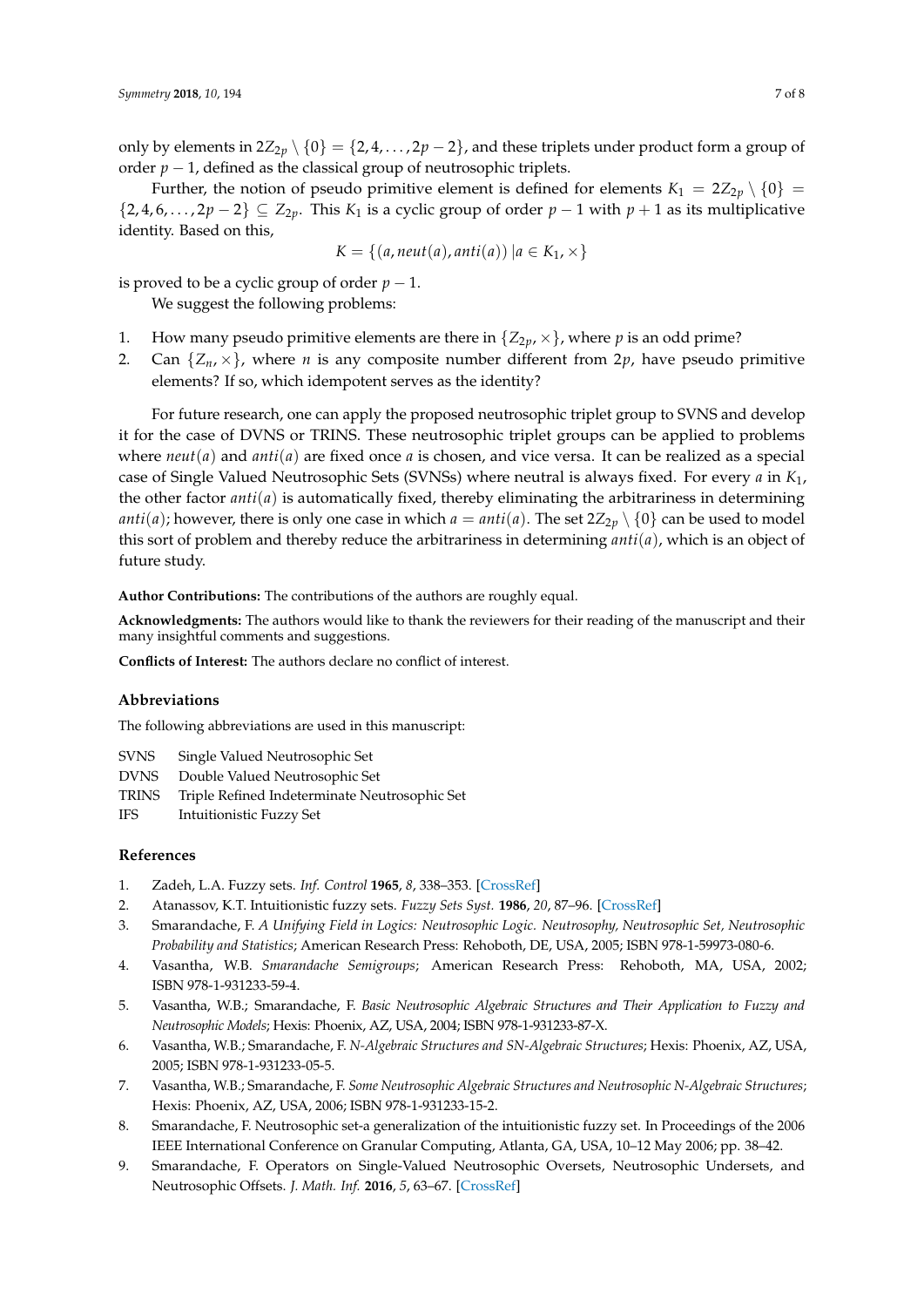only by elements in $2Z_{2p} \setminus \{0\} = \{2, 4, \ldots, 2p-2\}$, and these triplets under product form a group of order $p-1$, defined as the classical group of neutrosophic triplets.

Further, the notion of pseudo primitive element is defined for elements $K_1 = 2Z_{2p} \setminus \{0\} = \{2, 4, 6, \ldots, 2p-2\} \subseteq Z_{2p}$. This $K_1$ is a cyclic group of order $p-1$ with $p+1$ as its multiplicative identity. Based on this,

$$K = \{(a, neut(a), anti(a)) \mid a \in K_1, \times\}$$

is proved to be a cyclic group of order $p-1$.

We suggest the following problems:

1. How many pseudo primitive elements are there in $\{Z_{2p}, \times\}$, where $p$ is an odd prime?
2. Can $\{Z_n, \times\}$, where $n$ is any composite number different from $2p$, have pseudo primitive elements? If so, which idempotent serves as the identity?

For future research, one can apply the proposed neutrosophic triplet group to SVNS and develop it for the case of DVNS or TRINS. These neutrosophic triplet groups can be applied to problems where $neut(a)$ and $anti(a)$ are fixed once $a$ is chosen, and vice versa. It can be realized as a special case of Single Valued Neutrosophic Sets (SVNSs) where neutral is always fixed. For every $a$ in $K_1$, the other factor $anti(a)$ is automatically fixed, thereby eliminating the arbitrariness in determining $anti(a)$; however, there is only one case in which $a = anti(a)$. The set $2Z_{2p} \setminus \{0\}$ can be used to model this sort of problem and thereby reduce the arbitrariness in determining $anti(a)$, which is an object of future study.

**Author Contributions:** The contributions of the authors are roughly equal.

**Acknowledgments:** The authors would like to thank the reviewers for their reading of the manuscript and their many insightful comments and suggestions.

**Conflicts of Interest:** The authors declare no conflict of interest.

## Abbreviations

The following abbreviations are used in this manuscript:

| | |
|---|---|
| SVNS | Single Valued Neutrosophic Set |
| DVNS | Double Valued Neutrosophic Set |
| TRINS | Triple Refined Indeterminate Neutrosophic Set |
| IFS | Intuitionistic Fuzzy Set |

## References

1. Zadeh, L.A. Fuzzy sets. *Inf. Control* **1965**, *8*, 338–353. [CrossRef]
2. Atanassov, K.T. Intuitionistic fuzzy sets. *Fuzzy Sets Syst.* **1986**, *20*, 87–96. [CrossRef]
3. Smarandache, F. *A Unifying Field in Logics: Neutrosophic Logic. Neutrosophy, Neutrosophic Set, Neutrosophic Probability and Statistics*; American Research Press: Rehoboth, DE, USA, 2005; ISBN 978-1-59973-080-6.
4. Vasantha, W.B. *Smarandache Semigroups*; American Research Press: Rehoboth, MA, USA, 2002; ISBN 978-1-931233-59-4.
5. Vasantha, W.B.; Smarandache, F. *Basic Neutrosophic Algebraic Structures and Their Application to Fuzzy and Neutrosophic Models*; Hexis: Phoenix, AZ, USA, 2004; ISBN 978-1-931233-87-X.
6. Vasantha, W.B.; Smarandache, F. *N-Algebraic Structures and SN-Algebraic Structures*; Hexis: Phoenix, AZ, USA, 2005; ISBN 978-1-931233-05-5.
7. Vasantha, W.B.; Smarandache, F. *Some Neutrosophic Algebraic Structures and Neutrosophic N-Algebraic Structures*; Hexis: Phoenix, AZ, USA, 2006; ISBN 978-1-931233-15-2.
8. Smarandache, F. Neutrosophic set-a generalization of the intuitionistic fuzzy set. In Proceedings of the 2006 IEEE International Conference on Granular Computing, Atlanta, GA, USA, 10–12 May 2006; pp. 38–42.
9. Smarandache, F. Operators on Single-Valued Neutrosophic Oversets, Neutrosophic Undersets, and Neutrosophic Offsets. *J. Math. Inf.* **2016**, *5*, 63–67. [CrossRef]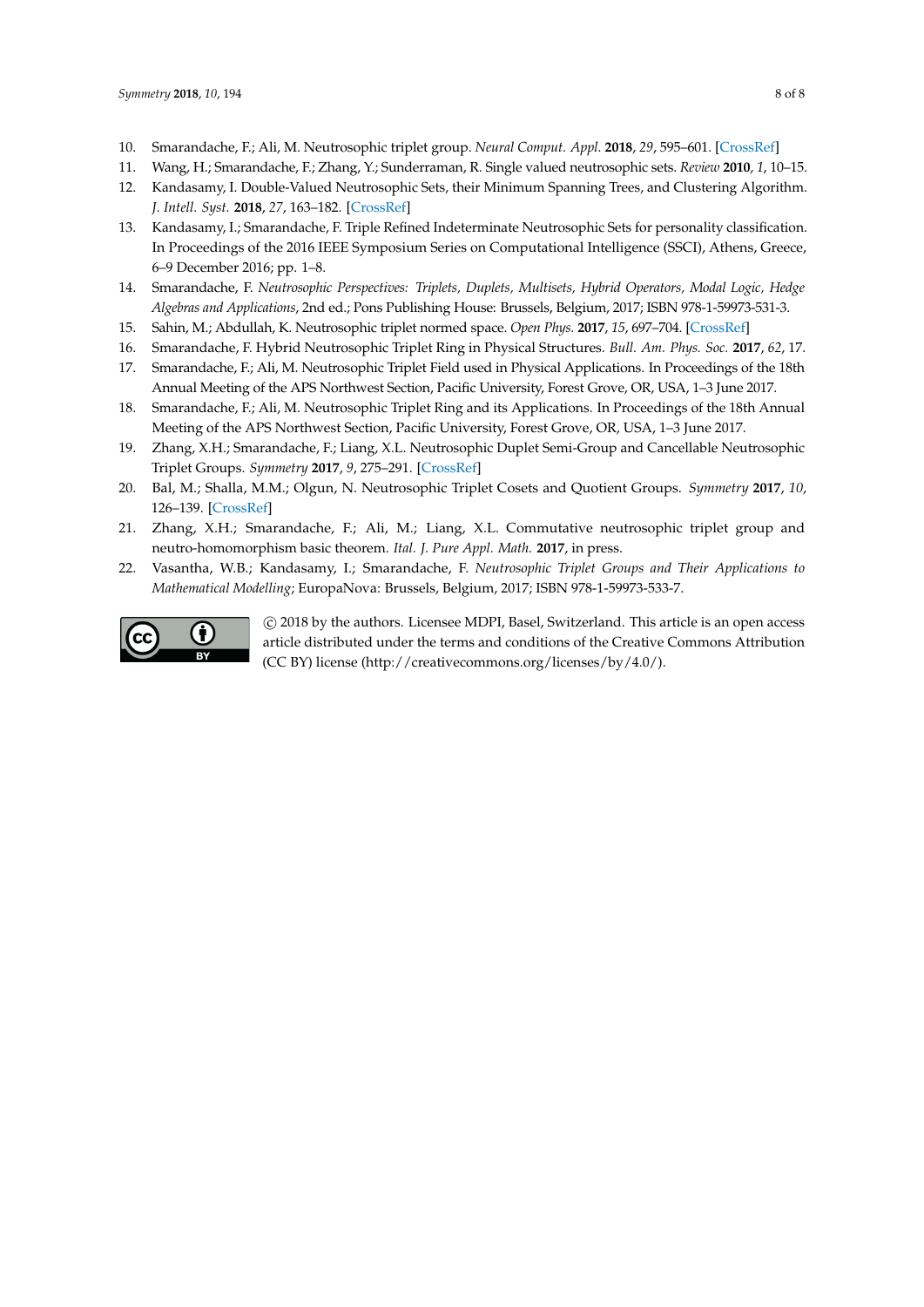10. Smarandache, F.; Ali, M. Neutrosophic triplet group. *Neural Comput. Appl.* **2018**, *29*, 595–601. [CrossRef]
11. Wang, H.; Smarandache, F.; Zhang, Y.; Sunderraman, R. Single valued neutrosophic sets. *Review* **2010**, *1*, 10–15.
12. Kandasamy, I. Double-Valued Neutrosophic Sets, their Minimum Spanning Trees, and Clustering Algorithm. *J. Intell. Syst.* **2018**, *27*, 163–182. [CrossRef]
13. Kandasamy, I.; Smarandache, F. Triple Refined Indeterminate Neutrosophic Sets for personality classification. In Proceedings of the 2016 IEEE Symposium Series on Computational Intelligence (SSCI), Athens, Greece, 6–9 December 2016; pp. 1–8.
14. Smarandache, F. *Neutrosophic Perspectives: Triplets, Duplets, Multisets, Hybrid Operators, Modal Logic, Hedge Algebras and Applications*, 2nd ed.; Pons Publishing House: Brussels, Belgium, 2017; ISBN 978-1-59973-531-3.
15. Sahin, M.; Abdullah, K. Neutrosophic triplet normed space. *Open Phys.* **2017**, *15*, 697–704. [CrossRef]
16. Smarandache, F. Hybrid Neutrosophic Triplet Ring in Physical Structures. *Bull. Am. Phys. Soc.* **2017**, *62*, 17.
17. Smarandache, F.; Ali, M. Neutrosophic Triplet Field used in Physical Applications. In Proceedings of the 18th Annual Meeting of the APS Northwest Section, Pacific University, Forest Grove, OR, USA, 1–3 June 2017.
18. Smarandache, F.; Ali, M. Neutrosophic Triplet Ring and its Applications. In Proceedings of the 18th Annual Meeting of the APS Northwest Section, Pacific University, Forest Grove, OR, USA, 1–3 June 2017.
19. Zhang, X.H.; Smarandache, F.; Liang, X.L. Neutrosophic Duplet Semi-Group and Cancellable Neutrosophic Triplet Groups. *Symmetry* **2017**, *9*, 275–291. [CrossRef]
20. Bal, M.; Shalla, M.M.; Olgun, N. Neutrosophic Triplet Cosets and Quotient Groups. *Symmetry* **2017**, *10*, 126–139. [CrossRef]
21. Zhang, X.H.; Smarandache, F.; Ali, M.; Liang, X.L. Commutative neutrosophic triplet group and neutro-homomorphism basic theorem. *Ital. J. Pure Appl. Math.* **2017**, in press.
22. Vasantha, W.B.; Kandasamy, I.; Smarandache, F. *Neutrosophic Triplet Groups and Their Applications to Mathematical Modelling*; EuropaNova: Brussels, Belgium, 2017; ISBN 978-1-59973-533-7.

© 2018 by the authors. Licensee MDPI, Basel, Switzerland. This article is an open access article distributed under the terms and conditions of the Creative Commons Attribution (CC BY) license (http://creativecommons.org/licenses/by/4.0/).